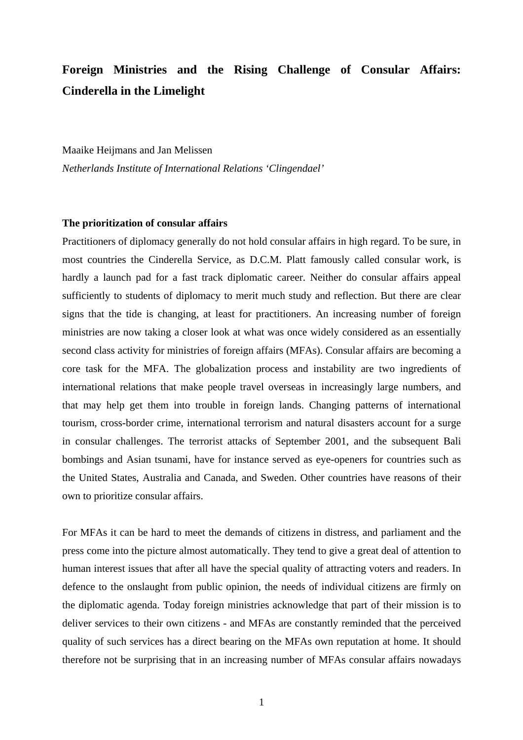# Foreign Ministries and the Rising Challenge of Consular Affairs: Cinderella in the Limelight

Maaike Heijmans and Jan Melissen

*Netherlands Institute of International Relations 'Clingendael'*

## The prioritization of consular affairs

Practitioners of diplomacy generally do not hold consular affairs in high regard. To be sure, in most countries the Cinderella Service, as D.C.M. Platt famously called consular work, is hardly a launch pad for a fast track diplomatic career. Neither do consular affairs appeal sufficiently to students of diplomacy to merit much study and reflection. But there are clear signs that the tide is changing, at least for practitioners. An increasing number of foreign ministries are now taking a closer look at what was once widely considered as an essentially second class activity for ministries of foreign affairs (MFAs). Consular affairs are becoming a core task for the MFA. The globalization process and instability are two ingredients of international relations that make people travel overseas in increasingly large numbers, and that may help get them into trouble in foreign lands. Changing patterns of international tourism, cross-border crime, international terrorism and natural disasters account for a surge in consular challenges. The terrorist attacks of September 2001, and the subsequent Bali bombings and Asian tsunami, have for instance served as eye-openers for countries such as the United States, Australia and Canada, and Sweden. Other countries have reasons of their own to prioritize consular affairs.

For MFAs it can be hard to meet the demands of citizens in distress, and parliament and the press come into the picture almost automatically. They tend to give a great deal of attention to human interest issues that after all have the special quality of attracting voters and readers. In defence to the onslaught from public opinion, the needs of individual citizens are firmly on the diplomatic agenda. Today foreign ministries acknowledge that part of their mission is to deliver services to their own citizens - and MFAs are constantly reminded that the perceived quality of such services has a direct bearing on the MFAs own reputation at home. It should therefore not be surprising that in an increasing number of MFAs consular affairs nowadays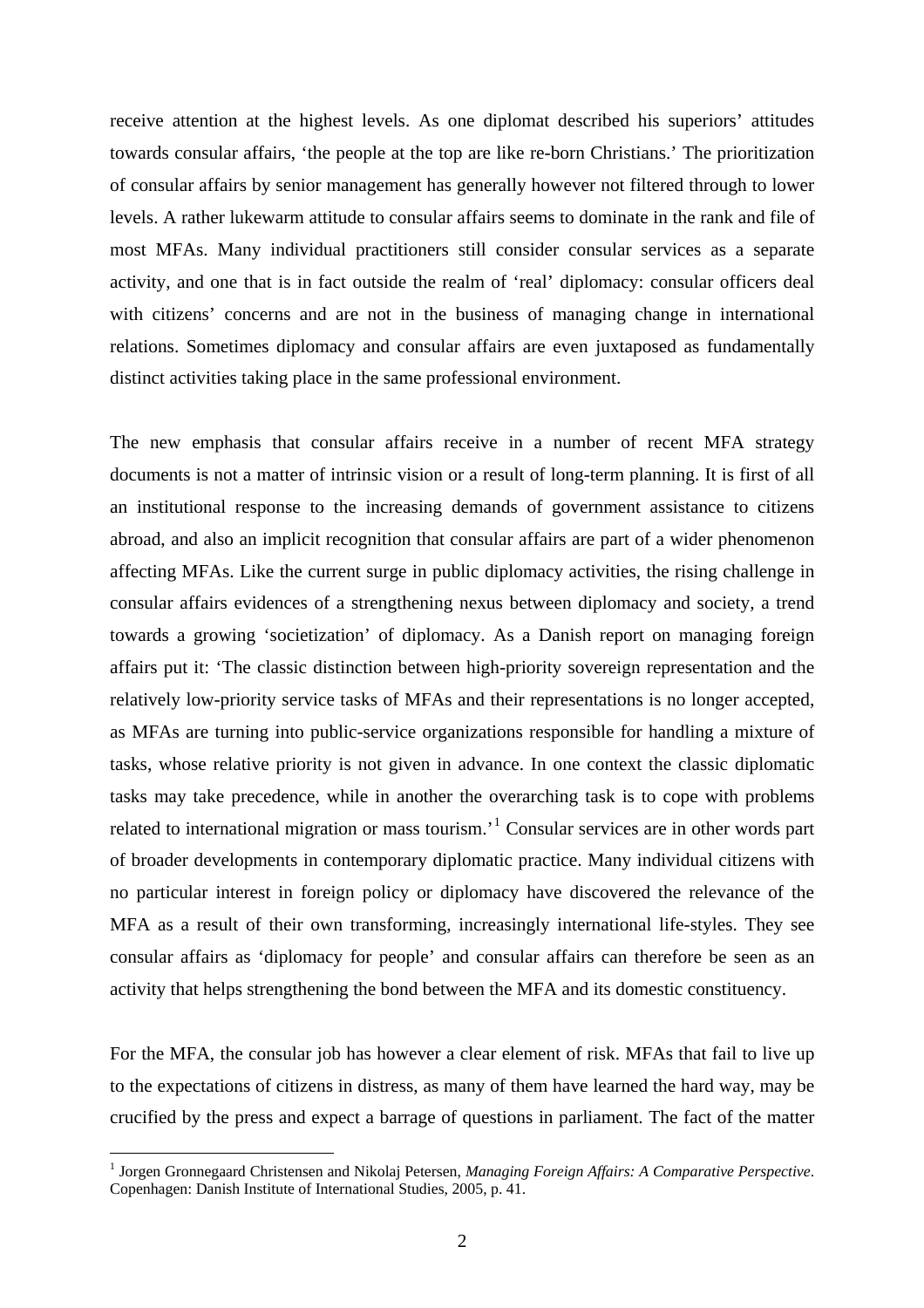receive attention at the highest levels. As one diplomat described his superiors' attitudes towards consular affairs, 'the people at the top are like re-born Christians.' The prioritization of consular affairs by senior management has generally however not filtered through to lower levels. A rather lukewarm attitude to consular affairs seems to dominate in the rank and file of most MFAs. Many individual practitioners still consider consular services as a separate activity, and one that is in fact outside the realm of 'real' diplomacy: consular officers deal with citizens' concerns and are not in the business of managing change in international relations. Sometimes diplomacy and consular affairs are even juxtaposed as fundamentally distinct activities taking place in the same professional environment.

The new emphasis that consular affairs receive in a number of recent MFA strategy documents is not a matter of intrinsic vision or a result of long-term planning. It is first of all an institutional response to the increasing demands of government assistance to citizens abroad, and also an implicit recognition that consular affairs are part of a wider phenomenon affecting MFAs. Like the current surge in public diplomacy activities, the rising challenge in consular affairs evidences of a strengthening nexus between diplomacy and society, a trend towards a growing 'societization' of diplomacy. As a Danish report on managing foreign affairs put it: 'The classic distinction between high-priority sovereign representation and the relatively low-priority service tasks of MFAs and their representations is no longer accepted, as MFAs are turning into public-service organizations responsible for handling a mixture of tasks, whose relative priority is not given in advance. In one context the classic diplomatic tasks may take precedence, while in another the overarching task is to cope with problems related to international migration or mass tourism.'[1] Consular services are in other words part of broader developments in contemporary diplomatic practice. Many individual citizens with no particular interest in foreign policy or diplomacy have discovered the relevance of the MFA as a result of their own transforming, increasingly international life-styles. They see consular affairs as 'diplomacy for people' and consular affairs can therefore be seen as an activity that helps strengthening the bond between the MFA and its domestic constituency.

For the MFA, the consular job has however a clear element of risk. MFAs that fail to live up to the expectations of citizens in distress, as many of them have learned the hard way, may be crucified by the press and expect a barrage of questions in parliament. The fact of the matter

[1] Jorgen Gronnegaard Christensen and Nikolaj Petersen, *Managing Foreign Affairs: A Comparative Perspective*. Copenhagen: Danish Institute of International Studies, 2005, p. 41.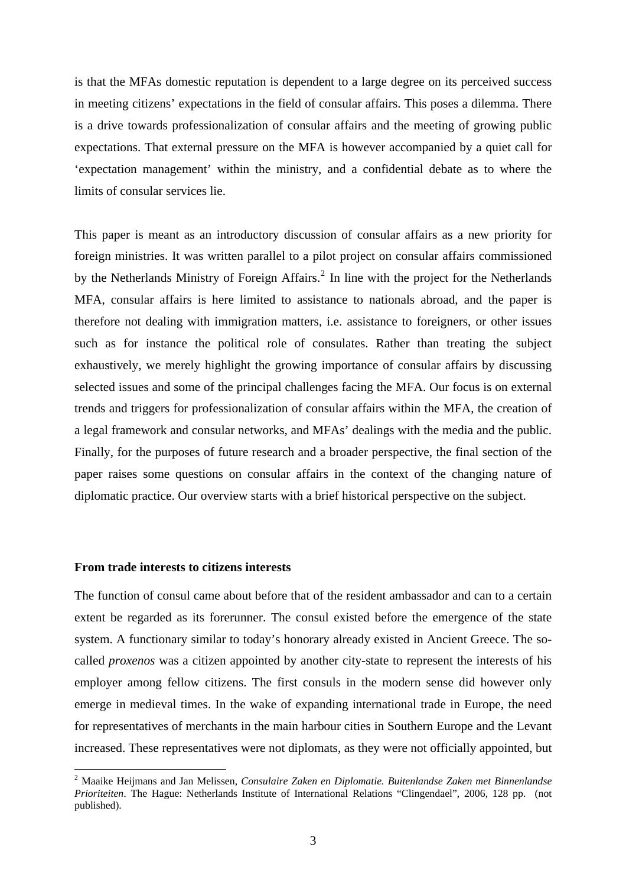is that the MFAs domestic reputation is dependent to a large degree on its perceived success in meeting citizens' expectations in the field of consular affairs. This poses a dilemma. There is a drive towards professionalization of consular affairs and the meeting of growing public expectations. That external pressure on the MFA is however accompanied by a quiet call for 'expectation management' within the ministry, and a confidential debate as to where the limits of consular services lie.

This paper is meant as an introductory discussion of consular affairs as a new priority for foreign ministries. It was written parallel to a pilot project on consular affairs commissioned by the Netherlands Ministry of Foreign Affairs.[2] In line with the project for the Netherlands MFA, consular affairs is here limited to assistance to nationals abroad, and the paper is therefore not dealing with immigration matters, i.e. assistance to foreigners, or other issues such as for instance the political role of consulates. Rather than treating the subject exhaustively, we merely highlight the growing importance of consular affairs by discussing selected issues and some of the principal challenges facing the MFA. Our focus is on external trends and triggers for professionalization of consular affairs within the MFA, the creation of a legal framework and consular networks, and MFAs' dealings with the media and the public. Finally, for the purposes of future research and a broader perspective, the final section of the paper raises some questions on consular affairs in the context of the changing nature of diplomatic practice. Our overview starts with a brief historical perspective on the subject.

**From trade interests to citizens interests**

The function of consul came about before that of the resident ambassador and can to a certain extent be regarded as its forerunner. The consul existed before the emergence of the state system. A functionary similar to today's honorary already existed in Ancient Greece. The so-called *proxenos* was a citizen appointed by another city-state to represent the interests of his employer among fellow citizens. The first consuls in the modern sense did however only emerge in medieval times. In the wake of expanding international trade in Europe, the need for representatives of merchants in the main harbour cities in Southern Europe and the Levant increased. These representatives were not diplomats, as they were not officially appointed, but

[2] Maaike Heijmans and Jan Melissen, *Consulaire Zaken en Diplomatie. Buitenlandse Zaken met Binnenlandse Prioriteiten*. The Hague: Netherlands Institute of International Relations "Clingendael", 2006, 128 pp. (not published).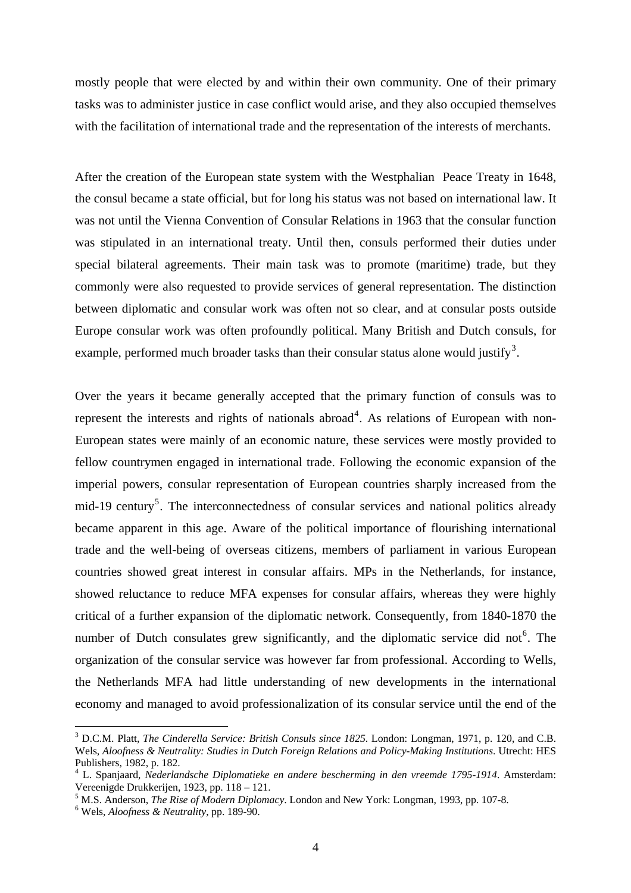mostly people that were elected by and within their own community. One of their primary tasks was to administer justice in case conflict would arise, and they also occupied themselves with the facilitation of international trade and the representation of the interests of merchants.

After the creation of the European state system with the Westphalian Peace Treaty in 1648, the consul became a state official, but for long his status was not based on international law. It was not until the Vienna Convention of Consular Relations in 1963 that the consular function was stipulated in an international treaty. Until then, consuls performed their duties under special bilateral agreements. Their main task was to promote (maritime) trade, but they commonly were also requested to provide services of general representation. The distinction between diplomatic and consular work was often not so clear, and at consular posts outside Europe consular work was often profoundly political. Many British and Dutch consuls, for example, performed much broader tasks than their consular status alone would justify[3].

Over the years it became generally accepted that the primary function of consuls was to represent the interests and rights of nationals abroad[4]. As relations of European with non-European states were mainly of an economic nature, these services were mostly provided to fellow countrymen engaged in international trade. Following the economic expansion of the imperial powers, consular representation of European countries sharply increased from the mid-19 century[5]. The interconnectedness of consular services and national politics already became apparent in this age. Aware of the political importance of flourishing international trade and the well-being of overseas citizens, members of parliament in various European countries showed great interest in consular affairs. MPs in the Netherlands, for instance, showed reluctance to reduce MFA expenses for consular affairs, whereas they were highly critical of a further expansion of the diplomatic network. Consequently, from 1840-1870 the number of Dutch consulates grew significantly, and the diplomatic service did not[6]. The organization of the consular service was however far from professional. According to Wells, the Netherlands MFA had little understanding of new developments in the international economy and managed to avoid professionalization of its consular service until the end of the

---

[3] D.C.M. Platt, *The Cinderella Service: British Consuls since 1825*. London: Longman, 1971, p. 120, and C.B. Wels, *Aloofness & Neutrality: Studies in Dutch Foreign Relations and Policy-Making Institutions*. Utrecht: HES Publishers, 1982, p. 182.

[4] L. Spanjaard, *Nederlandsche Diplomatieke en andere bescherming in den vreemde 1795-1914*. Amsterdam: Vereenigde Drukkerijen, 1923, pp. 118 – 121.

[5] M.S. Anderson, *The Rise of Modern Diplomacy*. London and New York: Longman, 1993, pp. 107-8.

[6] Wels, *Aloofness & Neutrality*, pp. 189-90.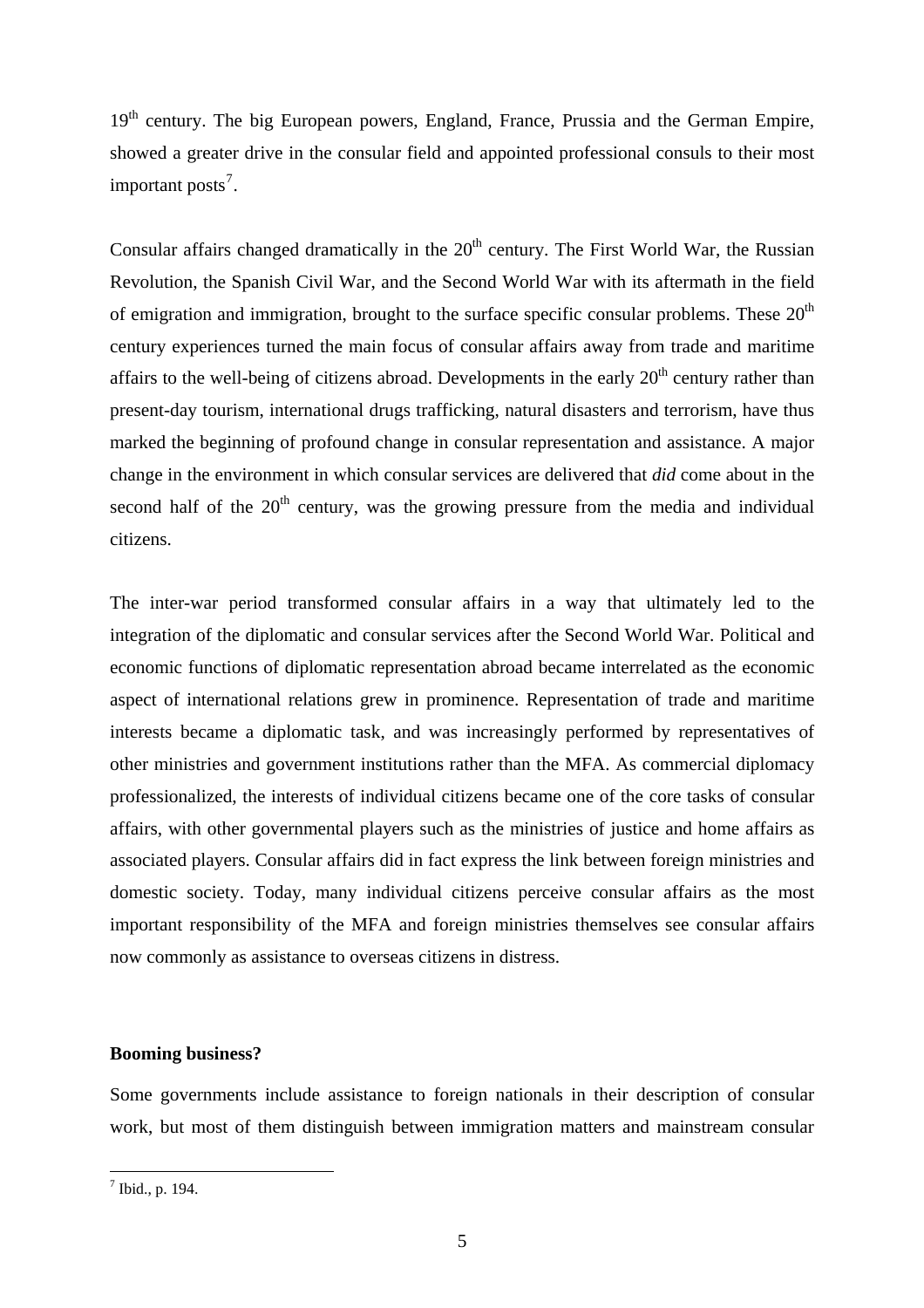19th century. The big European powers, England, France, Prussia and the German Empire, showed a greater drive in the consular field and appointed professional consuls to their most important posts[7].

Consular affairs changed dramatically in the 20th century. The First World War, the Russian Revolution, the Spanish Civil War, and the Second World War with its aftermath in the field of emigration and immigration, brought to the surface specific consular problems. These 20th century experiences turned the main focus of consular affairs away from trade and maritime affairs to the well-being of citizens abroad. Developments in the early 20th century rather than present-day tourism, international drugs trafficking, natural disasters and terrorism, have thus marked the beginning of profound change in consular representation and assistance. A major change in the environment in which consular services are delivered that *did* come about in the second half of the 20th century, was the growing pressure from the media and individual citizens.

The inter-war period transformed consular affairs in a way that ultimately led to the integration of the diplomatic and consular services after the Second World War. Political and economic functions of diplomatic representation abroad became interrelated as the economic aspect of international relations grew in prominence. Representation of trade and maritime interests became a diplomatic task, and was increasingly performed by representatives of other ministries and government institutions rather than the MFA. As commercial diplomacy professionalized, the interests of individual citizens became one of the core tasks of consular affairs, with other governmental players such as the ministries of justice and home affairs as associated players. Consular affairs did in fact express the link between foreign ministries and domestic society. Today, many individual citizens perceive consular affairs as the most important responsibility of the MFA and foreign ministries themselves see consular affairs now commonly as assistance to overseas citizens in distress.

**Booming business?**

Some governments include assistance to foreign nationals in their description of consular work, but most of them distinguish between immigration matters and mainstream consular

[7] Ibid., p. 194.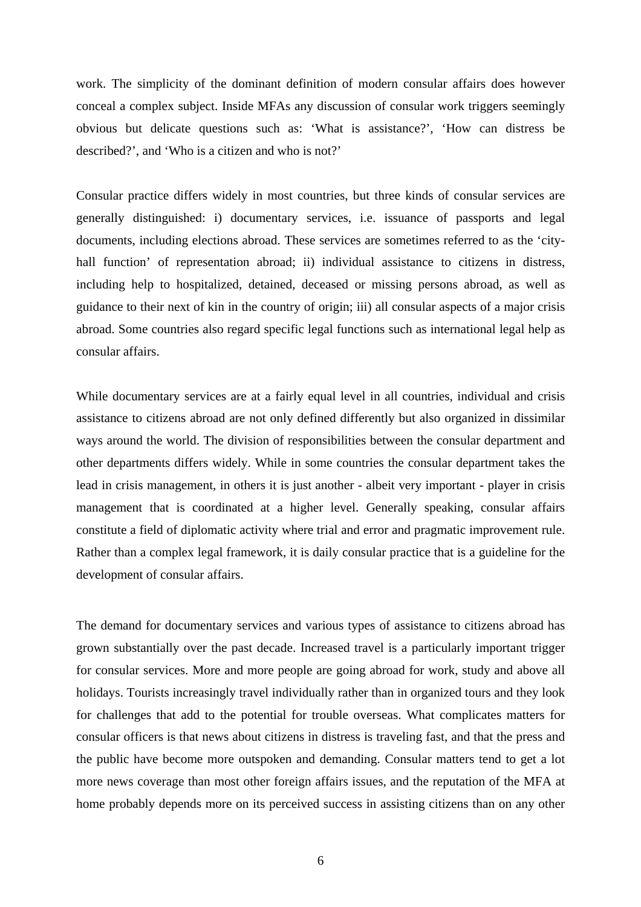work. The simplicity of the dominant definition of modern consular affairs does however conceal a complex subject. Inside MFAs any discussion of consular work triggers seemingly obvious but delicate questions such as: 'What is assistance?', 'How can distress be described?', and 'Who is a citizen and who is not?'

Consular practice differs widely in most countries, but three kinds of consular services are generally distinguished: i) documentary services, i.e. issuance of passports and legal documents, including elections abroad. These services are sometimes referred to as the 'city-hall function' of representation abroad; ii) individual assistance to citizens in distress, including help to hospitalized, detained, deceased or missing persons abroad, as well as guidance to their next of kin in the country of origin; iii) all consular aspects of a major crisis abroad. Some countries also regard specific legal functions such as international legal help as consular affairs.

While documentary services are at a fairly equal level in all countries, individual and crisis assistance to citizens abroad are not only defined differently but also organized in dissimilar ways around the world. The division of responsibilities between the consular department and other departments differs widely. While in some countries the consular department takes the lead in crisis management, in others it is just another - albeit very important - player in crisis management that is coordinated at a higher level. Generally speaking, consular affairs constitute a field of diplomatic activity where trial and error and pragmatic improvement rule. Rather than a complex legal framework, it is daily consular practice that is a guideline for the development of consular affairs.

The demand for documentary services and various types of assistance to citizens abroad has grown substantially over the past decade. Increased travel is a particularly important trigger for consular services. More and more people are going abroad for work, study and above all holidays. Tourists increasingly travel individually rather than in organized tours and they look for challenges that add to the potential for trouble overseas. What complicates matters for consular officers is that news about citizens in distress is traveling fast, and that the press and the public have become more outspoken and demanding. Consular matters tend to get a lot more news coverage than most other foreign affairs issues, and the reputation of the MFA at home probably depends more on its perceived success in assisting citizens than on any other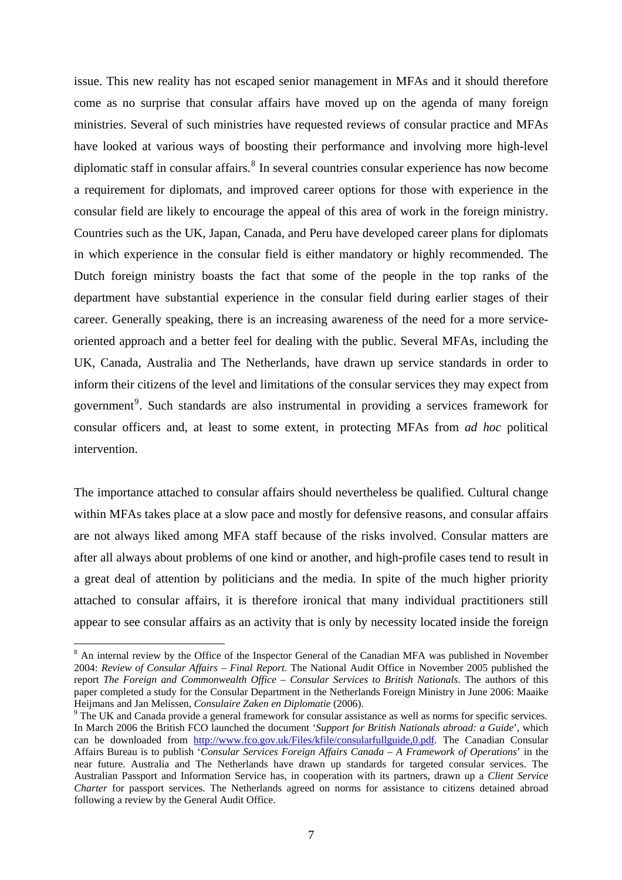issue. This new reality has not escaped senior management in MFAs and it should therefore come as no surprise that consular affairs have moved up on the agenda of many foreign ministries. Several of such ministries have requested reviews of consular practice and MFAs have looked at various ways of boosting their performance and involving more high-level diplomatic staff in consular affairs.[8] In several countries consular experience has now become a requirement for diplomats, and improved career options for those with experience in the consular field are likely to encourage the appeal of this area of work in the foreign ministry. Countries such as the UK, Japan, Canada, and Peru have developed career plans for diplomats in which experience in the consular field is either mandatory or highly recommended. The Dutch foreign ministry boasts the fact that some of the people in the top ranks of the department have substantial experience in the consular field during earlier stages of their career. Generally speaking, there is an increasing awareness of the need for a more service-oriented approach and a better feel for dealing with the public. Several MFAs, including the UK, Canada, Australia and The Netherlands, have drawn up service standards in order to inform their citizens of the level and limitations of the consular services they may expect from government[9]. Such standards are also instrumental in providing a services framework for consular officers and, at least to some extent, in protecting MFAs from *ad hoc* political intervention.

The importance attached to consular affairs should nevertheless be qualified. Cultural change within MFAs takes place at a slow pace and mostly for defensive reasons, and consular affairs are not always liked among MFA staff because of the risks involved. Consular matters are after all always about problems of one kind or another, and high-profile cases tend to result in a great deal of attention by politicians and the media. In spite of the much higher priority attached to consular affairs, it is therefore ironical that many individual practitioners still appear to see consular affairs as an activity that is only by necessity located inside the foreign

---

[8] An internal review by the Office of the Inspector General of the Canadian MFA was published in November 2004: *Review of Consular Affairs – Final Report.* The National Audit Office in November 2005 published the report *The Foreign and Commonwealth Office – Consular Services to British Nationals.* The authors of this paper completed a study for the Consular Department in the Netherlands Foreign Ministry in June 2006: Maaike Heijmans and Jan Melissen, *Consulaire Zaken en Diplomatie* (2006).

[9] The UK and Canada provide a general framework for consular assistance as well as norms for specific services. In March 2006 the British FCO launched the document '*Support for British Nationals abroad: a Guide*', which can be downloaded from http://www.fco.gov.uk/Files/kfile/consularfullguide,0.pdf. The Canadian Consular Affairs Bureau is to publish '*Consular Services Foreign Affairs Canada – A Framework of Operations*' in the near future. Australia and The Netherlands have drawn up standards for targeted consular services. The Australian Passport and Information Service has, in cooperation with its partners, drawn up a *Client Service Charter* for passport services. The Netherlands agreed on norms for assistance to citizens detained abroad following a review by the General Audit Office.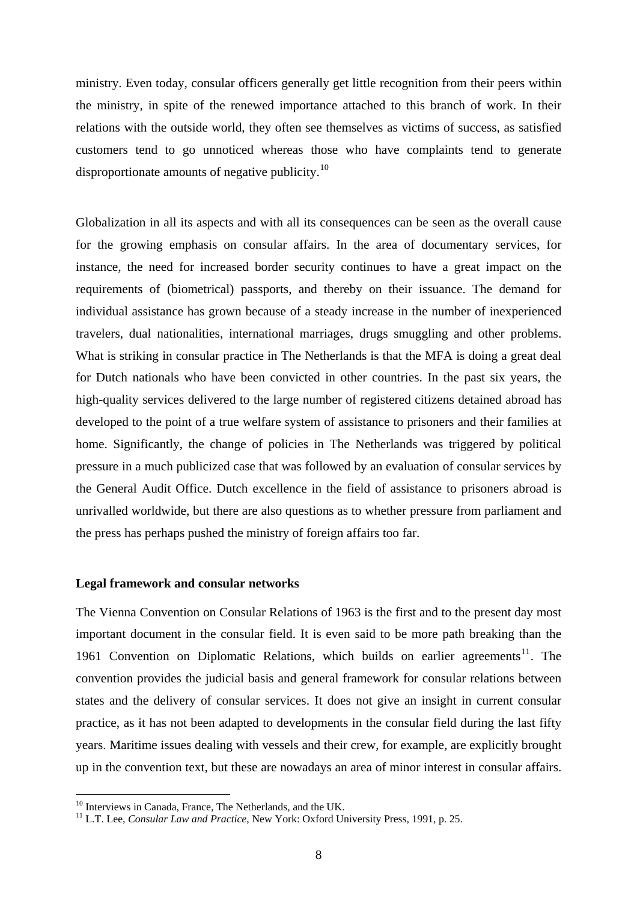ministry. Even today, consular officers generally get little recognition from their peers within the ministry, in spite of the renewed importance attached to this branch of work. In their relations with the outside world, they often see themselves as victims of success, as satisfied customers tend to go unnoticed whereas those who have complaints tend to generate disproportionate amounts of negative publicity.[10]

Globalization in all its aspects and with all its consequences can be seen as the overall cause for the growing emphasis on consular affairs. In the area of documentary services, for instance, the need for increased border security continues to have a great impact on the requirements of (biometrical) passports, and thereby on their issuance. The demand for individual assistance has grown because of a steady increase in the number of inexperienced travelers, dual nationalities, international marriages, drugs smuggling and other problems. What is striking in consular practice in The Netherlands is that the MFA is doing a great deal for Dutch nationals who have been convicted in other countries. In the past six years, the high-quality services delivered to the large number of registered citizens detained abroad has developed to the point of a true welfare system of assistance to prisoners and their families at home. Significantly, the change of policies in The Netherlands was triggered by political pressure in a much publicized case that was followed by an evaluation of consular services by the General Audit Office. Dutch excellence in the field of assistance to prisoners abroad is unrivalled worldwide, but there are also questions as to whether pressure from parliament and the press has perhaps pushed the ministry of foreign affairs too far.

**Legal framework and consular networks**

The Vienna Convention on Consular Relations of 1963 is the first and to the present day most important document in the consular field. It is even said to be more path breaking than the 1961 Convention on Diplomatic Relations, which builds on earlier agreements[11]. The convention provides the judicial basis and general framework for consular relations between states and the delivery of consular services. It does not give an insight in current consular practice, as it has not been adapted to developments in the consular field during the last fifty years. Maritime issues dealing with vessels and their crew, for example, are explicitly brought up in the convention text, but these are nowadays an area of minor interest in consular affairs.

[10] Interviews in Canada, France, The Netherlands, and the UK.

[11] L.T. Lee, *Consular Law and Practice*, New York: Oxford University Press, 1991, p. 25.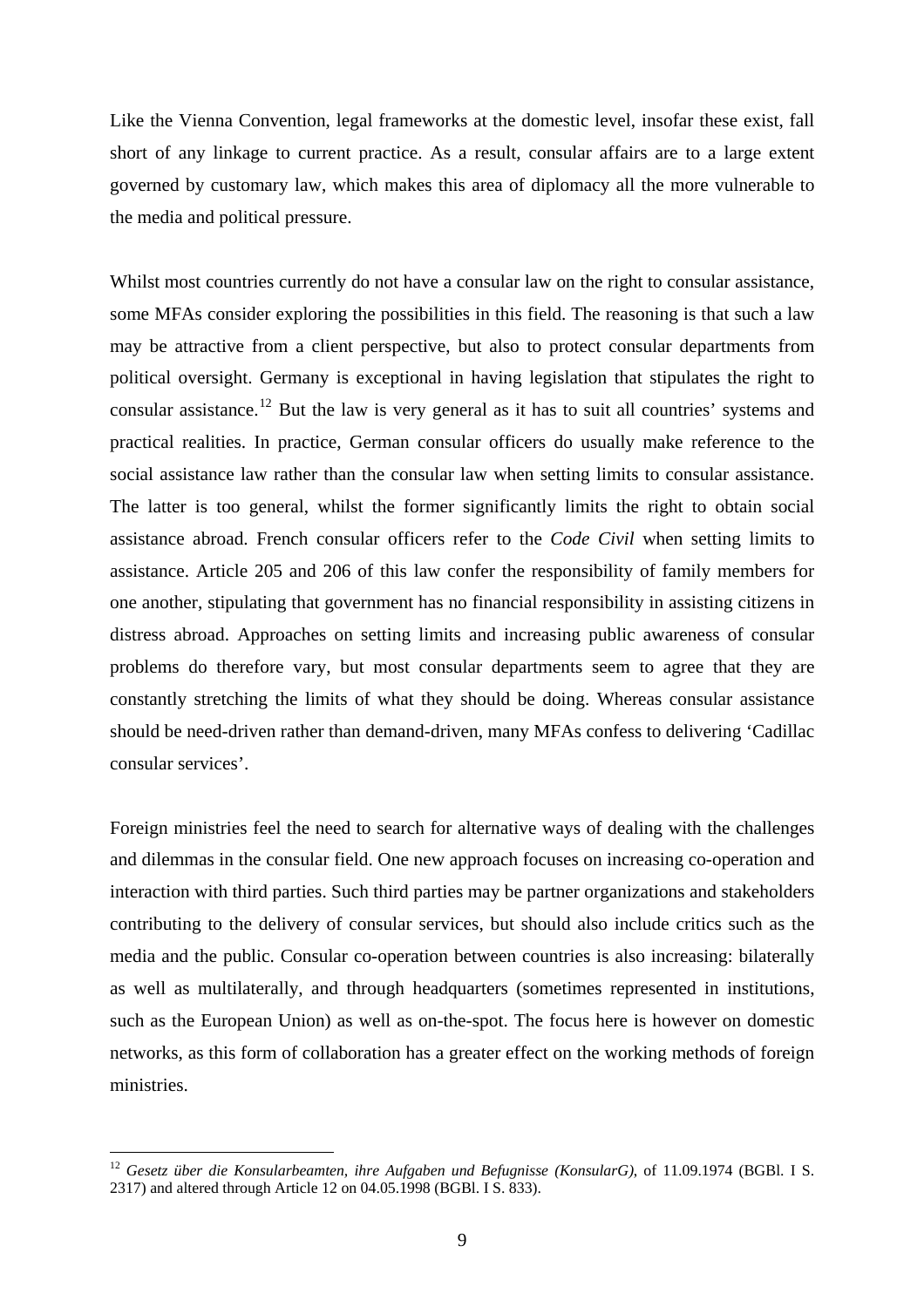Like the Vienna Convention, legal frameworks at the domestic level, insofar these exist, fall short of any linkage to current practice. As a result, consular affairs are to a large extent governed by customary law, which makes this area of diplomacy all the more vulnerable to the media and political pressure.

Whilst most countries currently do not have a consular law on the right to consular assistance, some MFAs consider exploring the possibilities in this field. The reasoning is that such a law may be attractive from a client perspective, but also to protect consular departments from political oversight. Germany is exceptional in having legislation that stipulates the right to consular assistance.[12] But the law is very general as it has to suit all countries' systems and practical realities. In practice, German consular officers do usually make reference to the social assistance law rather than the consular law when setting limits to consular assistance. The latter is too general, whilst the former significantly limits the right to obtain social assistance abroad. French consular officers refer to the *Code Civil* when setting limits to assistance. Article 205 and 206 of this law confer the responsibility of family members for one another, stipulating that government has no financial responsibility in assisting citizens in distress abroad. Approaches on setting limits and increasing public awareness of consular problems do therefore vary, but most consular departments seem to agree that they are constantly stretching the limits of what they should be doing. Whereas consular assistance should be need-driven rather than demand-driven, many MFAs confess to delivering 'Cadillac consular services'.

Foreign ministries feel the need to search for alternative ways of dealing with the challenges and dilemmas in the consular field. One new approach focuses on increasing co-operation and interaction with third parties. Such third parties may be partner organizations and stakeholders contributing to the delivery of consular services, but should also include critics such as the media and the public. Consular co-operation between countries is also increasing: bilaterally as well as multilaterally, and through headquarters (sometimes represented in institutions, such as the European Union) as well as on-the-spot. The focus here is however on domestic networks, as this form of collaboration has a greater effect on the working methods of foreign ministries.

[12] *Gesetz über die Konsularbeamten, ihre Aufgaben und Befugnisse (KonsularG)*, of 11.09.1974 (BGBl. I S. 2317) and altered through Article 12 on 04.05.1998 (BGBl. I S. 833).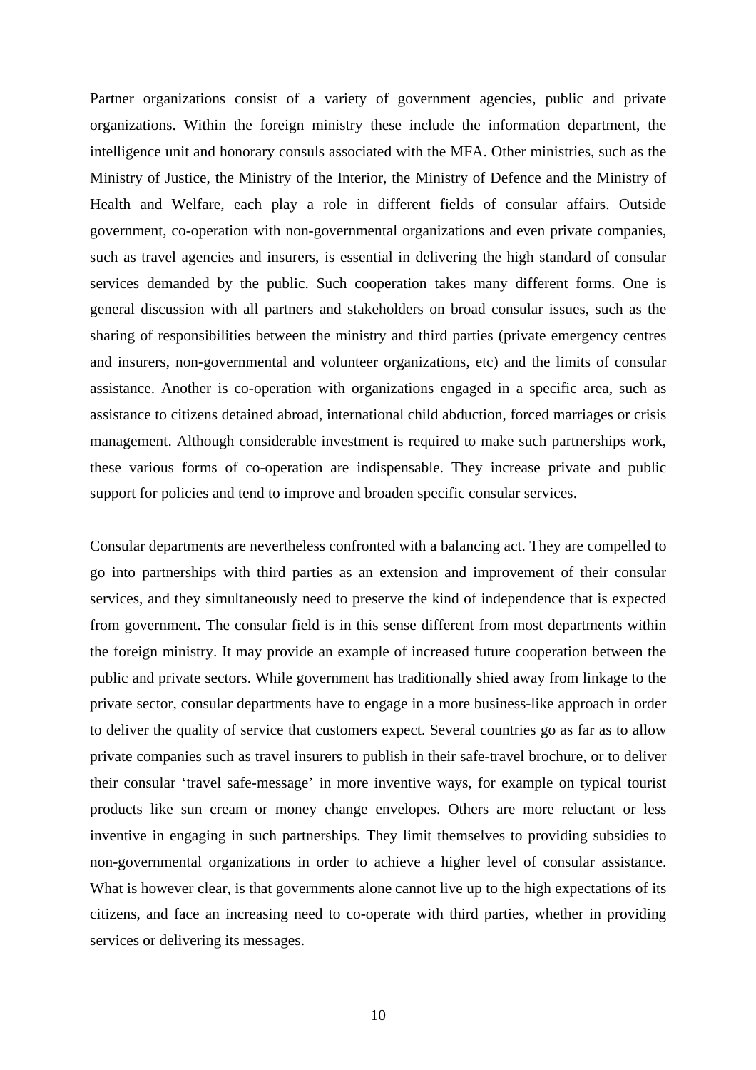Partner organizations consist of a variety of government agencies, public and private organizations. Within the foreign ministry these include the information department, the intelligence unit and honorary consuls associated with the MFA. Other ministries, such as the Ministry of Justice, the Ministry of the Interior, the Ministry of Defence and the Ministry of Health and Welfare, each play a role in different fields of consular affairs. Outside government, co-operation with non-governmental organizations and even private companies, such as travel agencies and insurers, is essential in delivering the high standard of consular services demanded by the public. Such cooperation takes many different forms. One is general discussion with all partners and stakeholders on broad consular issues, such as the sharing of responsibilities between the ministry and third parties (private emergency centres and insurers, non-governmental and volunteer organizations, etc) and the limits of consular assistance. Another is co-operation with organizations engaged in a specific area, such as assistance to citizens detained abroad, international child abduction, forced marriages or crisis management. Although considerable investment is required to make such partnerships work, these various forms of co-operation are indispensable. They increase private and public support for policies and tend to improve and broaden specific consular services.

Consular departments are nevertheless confronted with a balancing act. They are compelled to go into partnerships with third parties as an extension and improvement of their consular services, and they simultaneously need to preserve the kind of independence that is expected from government. The consular field is in this sense different from most departments within the foreign ministry. It may provide an example of increased future cooperation between the public and private sectors. While government has traditionally shied away from linkage to the private sector, consular departments have to engage in a more business-like approach in order to deliver the quality of service that customers expect. Several countries go as far as to allow private companies such as travel insurers to publish in their safe-travel brochure, or to deliver their consular 'travel safe-message' in more inventive ways, for example on typical tourist products like sun cream or money change envelopes. Others are more reluctant or less inventive in engaging in such partnerships. They limit themselves to providing subsidies to non-governmental organizations in order to achieve a higher level of consular assistance. What is however clear, is that governments alone cannot live up to the high expectations of its citizens, and face an increasing need to co-operate with third parties, whether in providing services or delivering its messages.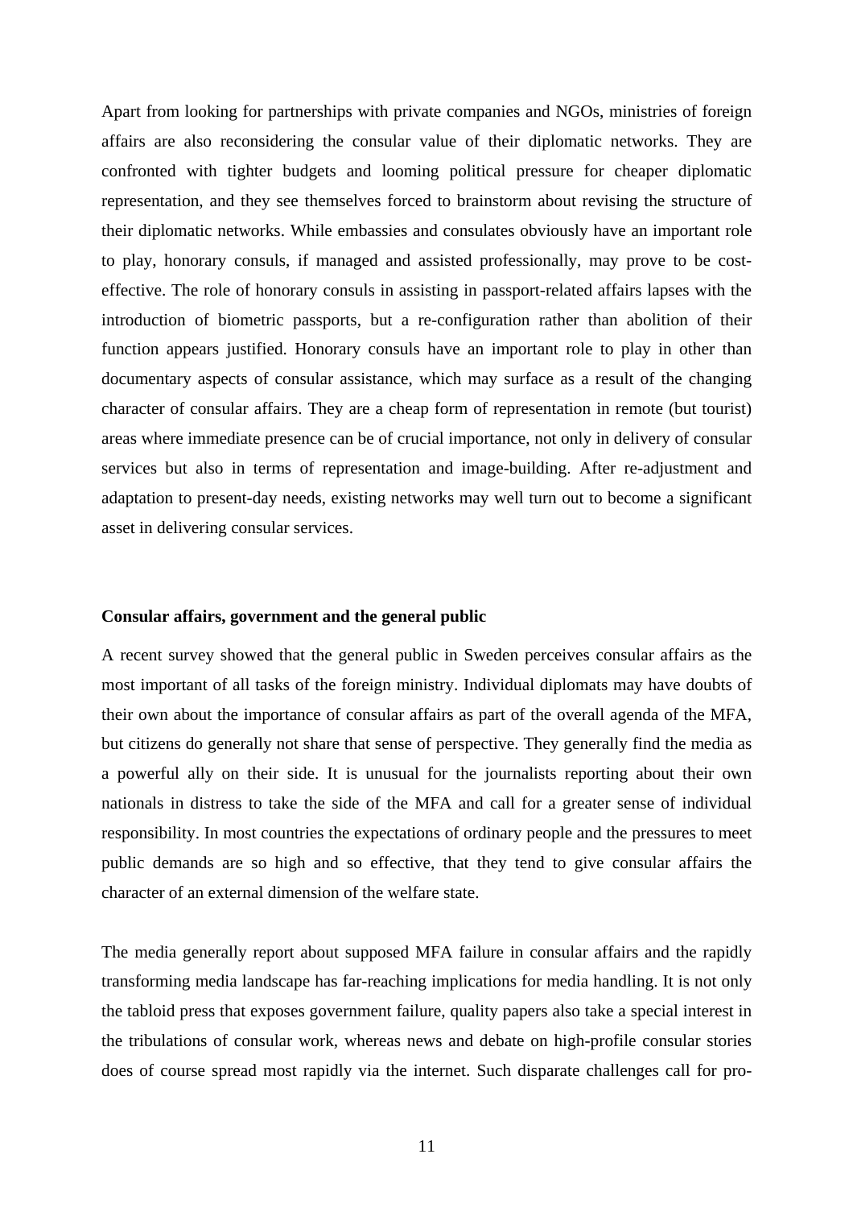Apart from looking for partnerships with private companies and NGOs, ministries of foreign affairs are also reconsidering the consular value of their diplomatic networks. They are confronted with tighter budgets and looming political pressure for cheaper diplomatic representation, and they see themselves forced to brainstorm about revising the structure of their diplomatic networks. While embassies and consulates obviously have an important role to play, honorary consuls, if managed and assisted professionally, may prove to be cost-effective. The role of honorary consuls in assisting in passport-related affairs lapses with the introduction of biometric passports, but a re-configuration rather than abolition of their function appears justified. Honorary consuls have an important role to play in other than documentary aspects of consular assistance, which may surface as a result of the changing character of consular affairs. They are a cheap form of representation in remote (but tourist) areas where immediate presence can be of crucial importance, not only in delivery of consular services but also in terms of representation and image-building. After re-adjustment and adaptation to present-day needs, existing networks may well turn out to become a significant asset in delivering consular services.

**Consular affairs, government and the general public**

A recent survey showed that the general public in Sweden perceives consular affairs as the most important of all tasks of the foreign ministry. Individual diplomats may have doubts of their own about the importance of consular affairs as part of the overall agenda of the MFA, but citizens do generally not share that sense of perspective. They generally find the media as a powerful ally on their side. It is unusual for the journalists reporting about their own nationals in distress to take the side of the MFA and call for a greater sense of individual responsibility. In most countries the expectations of ordinary people and the pressures to meet public demands are so high and so effective, that they tend to give consular affairs the character of an external dimension of the welfare state.

The media generally report about supposed MFA failure in consular affairs and the rapidly transforming media landscape has far-reaching implications for media handling. It is not only the tabloid press that exposes government failure, quality papers also take a special interest in the tribulations of consular work, whereas news and debate on high-profile consular stories does of course spread most rapidly via the internet. Such disparate challenges call for pro-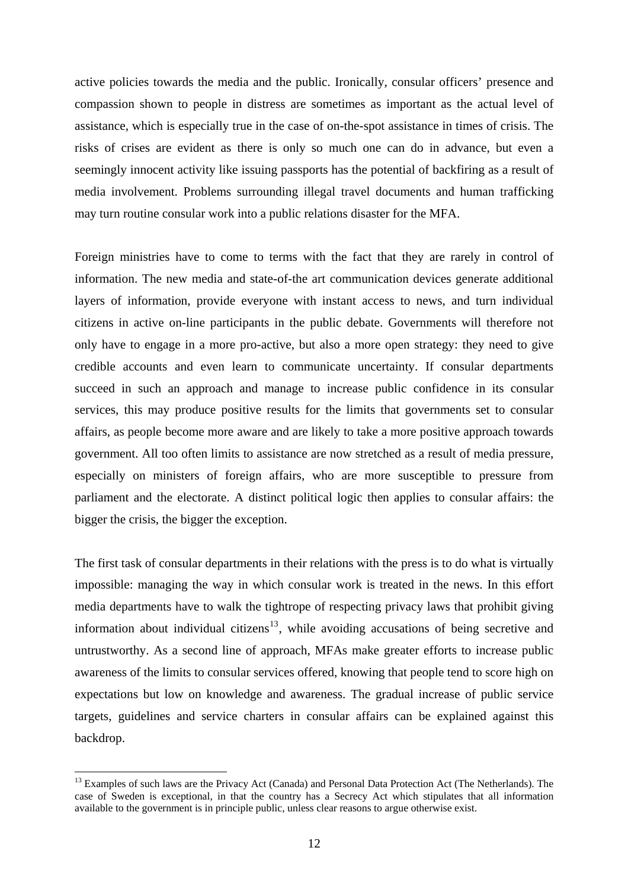active policies towards the media and the public. Ironically, consular officers' presence and compassion shown to people in distress are sometimes as important as the actual level of assistance, which is especially true in the case of on-the-spot assistance in times of crisis. The risks of crises are evident as there is only so much one can do in advance, but even a seemingly innocent activity like issuing passports has the potential of backfiring as a result of media involvement. Problems surrounding illegal travel documents and human trafficking may turn routine consular work into a public relations disaster for the MFA.

Foreign ministries have to come to terms with the fact that they are rarely in control of information. The new media and state-of-the art communication devices generate additional layers of information, provide everyone with instant access to news, and turn individual citizens in active on-line participants in the public debate. Governments will therefore not only have to engage in a more pro-active, but also a more open strategy: they need to give credible accounts and even learn to communicate uncertainty. If consular departments succeed in such an approach and manage to increase public confidence in its consular services, this may produce positive results for the limits that governments set to consular affairs, as people become more aware and are likely to take a more positive approach towards government. All too often limits to assistance are now stretched as a result of media pressure, especially on ministers of foreign affairs, who are more susceptible to pressure from parliament and the electorate. A distinct political logic then applies to consular affairs: the bigger the crisis, the bigger the exception.

The first task of consular departments in their relations with the press is to do what is virtually impossible: managing the way in which consular work is treated in the news. In this effort media departments have to walk the tightrope of respecting privacy laws that prohibit giving information about individual citizens[13], while avoiding accusations of being secretive and untrustworthy. As a second line of approach, MFAs make greater efforts to increase public awareness of the limits to consular services offered, knowing that people tend to score high on expectations but low on knowledge and awareness. The gradual increase of public service targets, guidelines and service charters in consular affairs can be explained against this backdrop.

[13] Examples of such laws are the Privacy Act (Canada) and Personal Data Protection Act (The Netherlands). The case of Sweden is exceptional, in that the country has a Secrecy Act which stipulates that all information available to the government is in principle public, unless clear reasons to argue otherwise exist.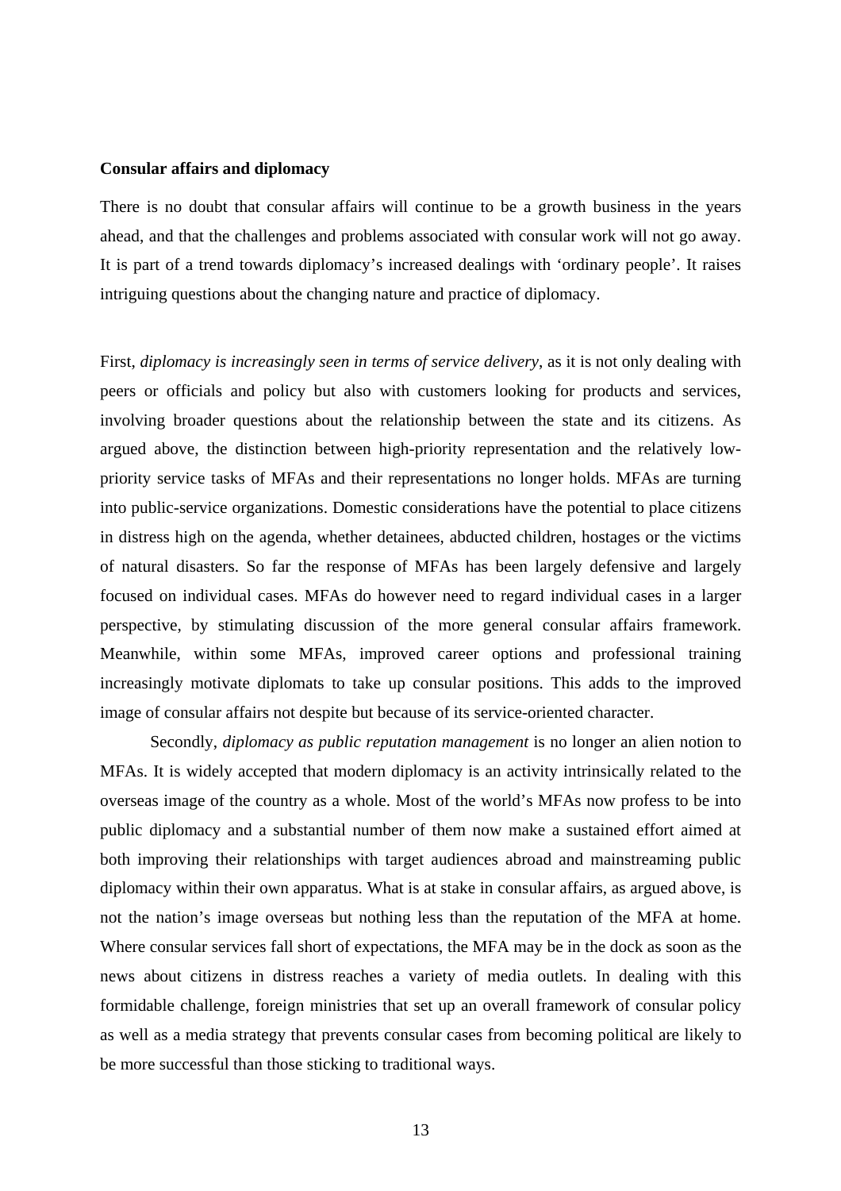**Consular affairs and diplomacy**

There is no doubt that consular affairs will continue to be a growth business in the years ahead, and that the challenges and problems associated with consular work will not go away. It is part of a trend towards diplomacy's increased dealings with 'ordinary people'. It raises intriguing questions about the changing nature and practice of diplomacy.

First, *diplomacy is increasingly seen in terms of service delivery*, as it is not only dealing with peers or officials and policy but also with customers looking for products and services, involving broader questions about the relationship between the state and its citizens. As argued above, the distinction between high-priority representation and the relatively low-priority service tasks of MFAs and their representations no longer holds. MFAs are turning into public-service organizations. Domestic considerations have the potential to place citizens in distress high on the agenda, whether detainees, abducted children, hostages or the victims of natural disasters. So far the response of MFAs has been largely defensive and largely focused on individual cases. MFAs do however need to regard individual cases in a larger perspective, by stimulating discussion of the more general consular affairs framework. Meanwhile, within some MFAs, improved career options and professional training increasingly motivate diplomats to take up consular positions. This adds to the improved image of consular affairs not despite but because of its service-oriented character.

Secondly, *diplomacy as public reputation management* is no longer an alien notion to MFAs. It is widely accepted that modern diplomacy is an activity intrinsically related to the overseas image of the country as a whole. Most of the world's MFAs now profess to be into public diplomacy and a substantial number of them now make a sustained effort aimed at both improving their relationships with target audiences abroad and mainstreaming public diplomacy within their own apparatus. What is at stake in consular affairs, as argued above, is not the nation's image overseas but nothing less than the reputation of the MFA at home. Where consular services fall short of expectations, the MFA may be in the dock as soon as the news about citizens in distress reaches a variety of media outlets. In dealing with this formidable challenge, foreign ministries that set up an overall framework of consular policy as well as a media strategy that prevents consular cases from becoming political are likely to be more successful than those sticking to traditional ways.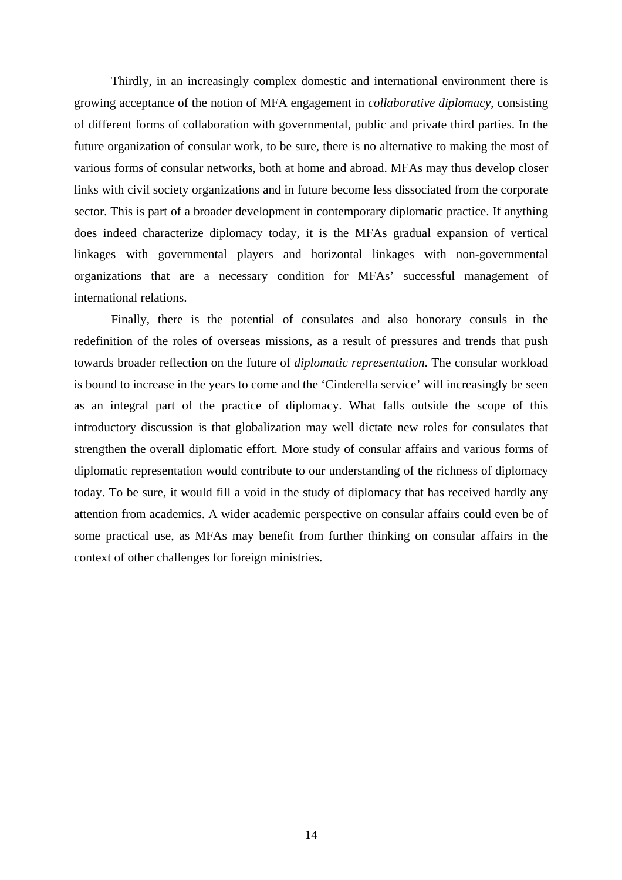Thirdly, in an increasingly complex domestic and international environment there is growing acceptance of the notion of MFA engagement in *collaborative diplomacy*, consisting of different forms of collaboration with governmental, public and private third parties. In the future organization of consular work, to be sure, there is no alternative to making the most of various forms of consular networks, both at home and abroad. MFAs may thus develop closer links with civil society organizations and in future become less dissociated from the corporate sector. This is part of a broader development in contemporary diplomatic practice. If anything does indeed characterize diplomacy today, it is the MFAs gradual expansion of vertical linkages with governmental players and horizontal linkages with non-governmental organizations that are a necessary condition for MFAs' successful management of international relations.

Finally, there is the potential of consulates and also honorary consuls in the redefinition of the roles of overseas missions, as a result of pressures and trends that push towards broader reflection on the future of *diplomatic representation*. The consular workload is bound to increase in the years to come and the 'Cinderella service' will increasingly be seen as an integral part of the practice of diplomacy. What falls outside the scope of this introductory discussion is that globalization may well dictate new roles for consulates that strengthen the overall diplomatic effort. More study of consular affairs and various forms of diplomatic representation would contribute to our understanding of the richness of diplomacy today. To be sure, it would fill a void in the study of diplomacy that has received hardly any attention from academics. A wider academic perspective on consular affairs could even be of some practical use, as MFAs may benefit from further thinking on consular affairs in the context of other challenges for foreign ministries.